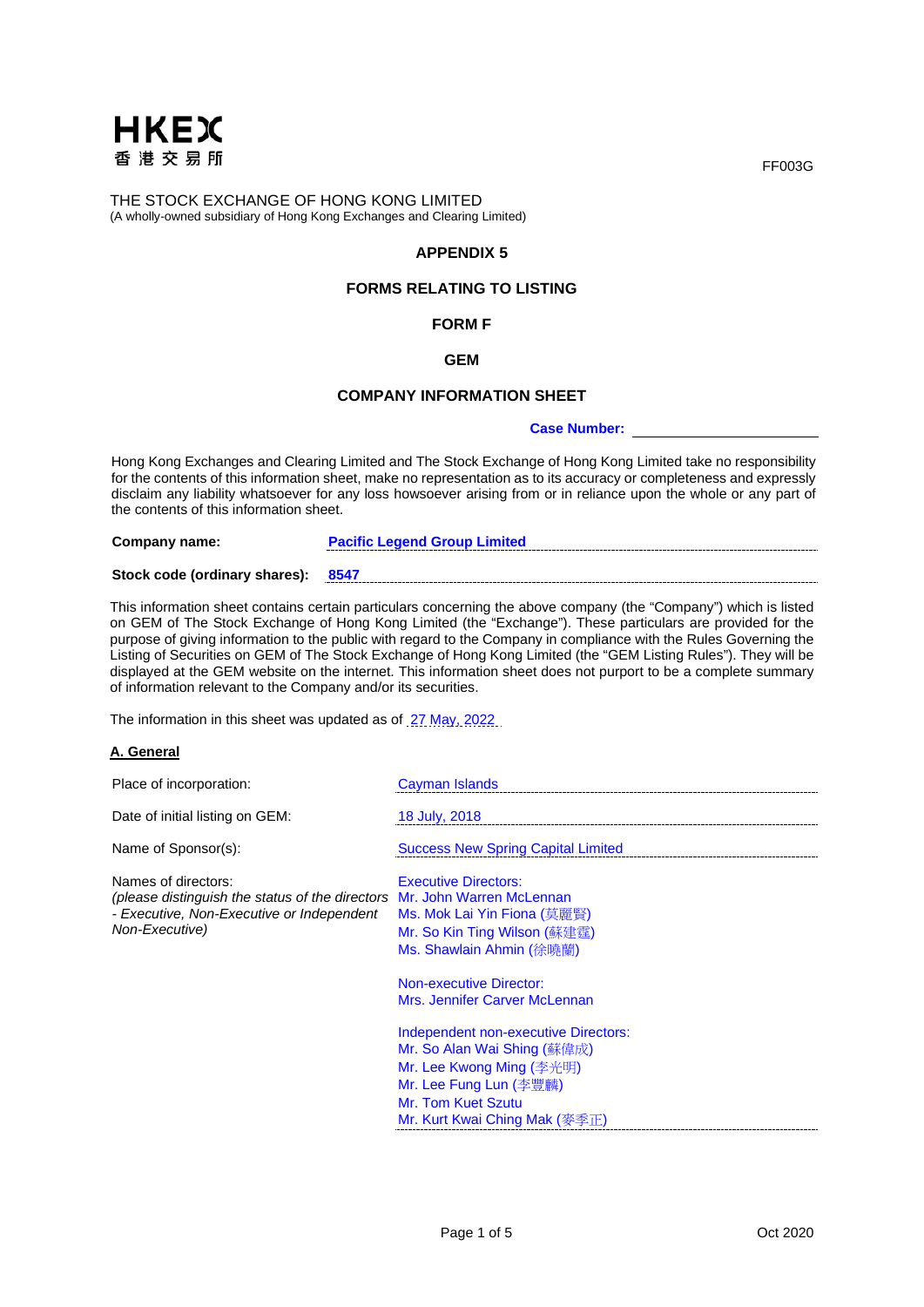HKEX
香港交易所

FF003G

THE STOCK EXCHANGE OF HONG KONG LIMITED
(A wholly-owned subsidiary of Hong Kong Exchanges and Clearing Limited)

**APPENDIX 5**

**FORMS RELATING TO LISTING**

**FORM F**

**GEM**

**COMPANY INFORMATION SHEET**

**Case Number:**

Hong Kong Exchanges and Clearing Limited and The Stock Exchange of Hong Kong Limited take no responsibility for the contents of this information sheet, make no representation as to its accuracy or completeness and expressly disclaim any liability whatsoever for any loss howsoever arising from or in reliance upon the whole or any part of the contents of this information sheet.

**Company name:** **Pacific Legend Group Limited**

**Stock code (ordinary shares):** **8547**

This information sheet contains certain particulars concerning the above company (the "Company") which is listed on GEM of The Stock Exchange of Hong Kong Limited (the "Exchange"). These particulars are provided for the purpose of giving information to the public with regard to the Company in compliance with the Rules Governing the Listing of Securities on GEM of The Stock Exchange of Hong Kong Limited (the "GEM Listing Rules"). They will be displayed at the GEM website on the internet. This information sheet does not purport to be a complete summary of information relevant to the Company and/or its securities.

The information in this sheet was updated as of 27 May, 2022

**A. General**

| | |
|---|---|
| Place of incorporation: | Cayman Islands |
| Date of initial listing on GEM: | 18 July, 2018 |
| Name of Sponsor(s): | Success New Spring Capital Limited |
| Names of directors:<br>*(please distinguish the status of the directors - Executive, Non-Executive or Independent Non-Executive)* | Executive Directors:<br>Mr. John Warren McLennan<br>Ms. Mok Lai Yin Fiona (莫麗賢)<br>Mr. So Kin Ting Wilson (蘇建霆)<br>Ms. Shawlain Ahmin (徐曉蘭)<br><br>Non-executive Director:<br>Mrs. Jennifer Carver McLennan<br><br>Independent non-executive Directors:<br>Mr. So Alan Wai Shing (蘇偉成)<br>Mr. Lee Kwong Ming (李光明)<br>Mr. Lee Fung Lun (李豐麟)<br>Mr. Tom Kuet Szutu<br>Mr. Kurt Kwai Ching Mak (麥季正) |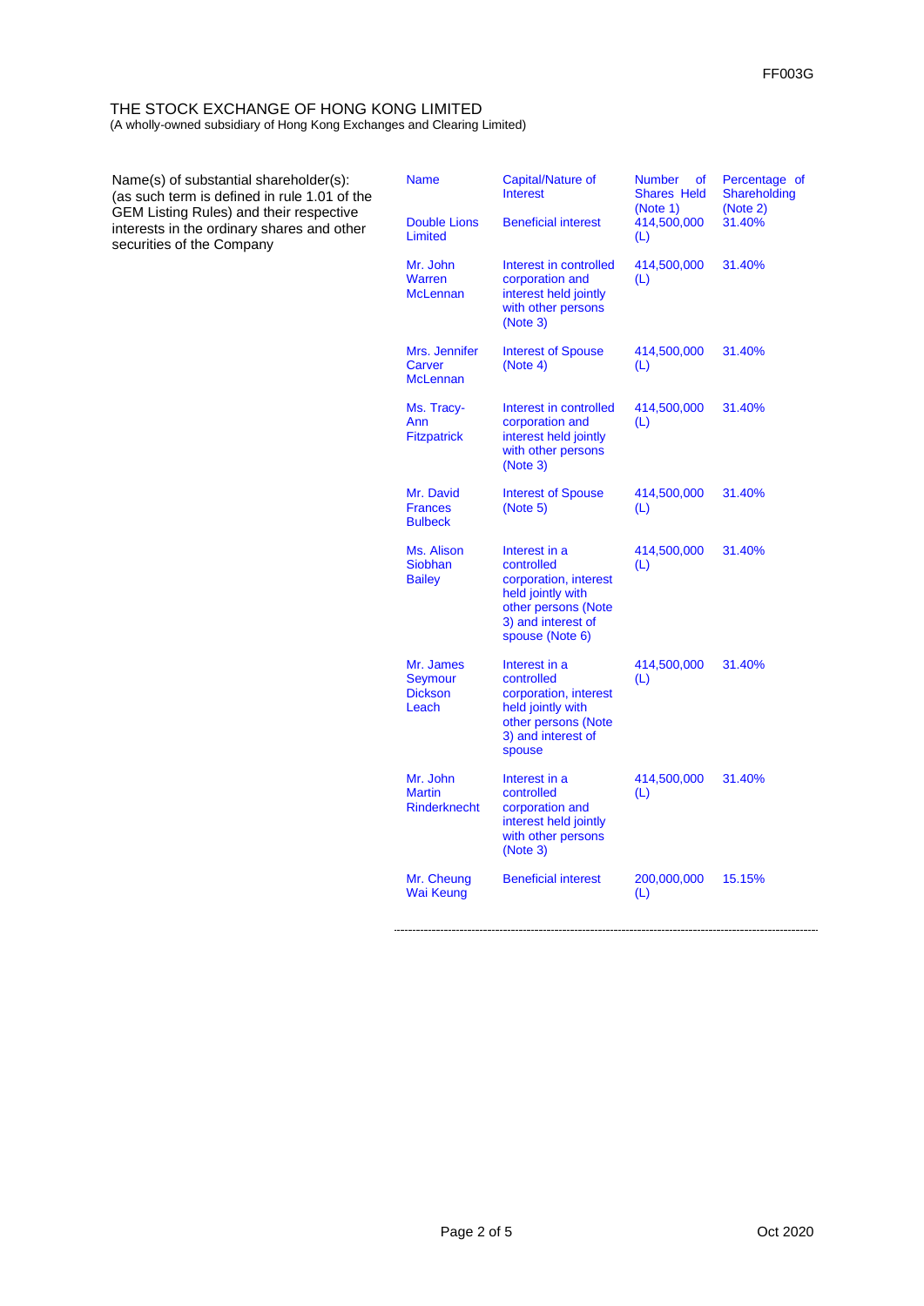THE STOCK EXCHANGE OF HONG KONG LIMITED
(A wholly-owned subsidiary of Hong Kong Exchanges and Clearing Limited)

Name(s) of substantial shareholder(s): (as such term is defined in rule 1.01 of the GEM Listing Rules) and their respective interests in the ordinary shares and other securities of the Company

| Name | Capital/Nature of Interest | Number of Shares Held (Note 1) | Percentage of Shareholding (Note 2) |
|---|---|---|---|
| Double Lions Limited | Beneficial interest | 414,500,000 (L) | 31.40% |
| Mr. John Warren McLennan | Interest in controlled corporation and interest held jointly with other persons (Note 3) | 414,500,000 (L) | 31.40% |
| Mrs. Jennifer Carver McLennan | Interest of Spouse (Note 4) | 414,500,000 (L) | 31.40% |
| Ms. Tracy-Ann Fitzpatrick | Interest in controlled corporation and interest held jointly with other persons (Note 3) | 414,500,000 (L) | 31.40% |
| Mr. David Frances Bulbeck | Interest of Spouse (Note 5) | 414,500,000 (L) | 31.40% |
| Ms. Alison Siobhan Bailey | Interest in a controlled corporation, interest held jointly with other persons (Note 3) and interest of spouse (Note 6) | 414,500,000 (L) | 31.40% |
| Mr. James Seymour Dickson Leach | Interest in a controlled corporation, interest held jointly with other persons (Note 3) and interest of spouse | 414,500,000 (L) | 31.40% |
| Mr. John Martin Rinderknecht | Interest in a controlled corporation and interest held jointly with other persons (Note 3) | 414,500,000 (L) | 31.40% |
| Mr. Cheung Wai Keung | Beneficial interest | 200,000,000 (L) | 15.15% |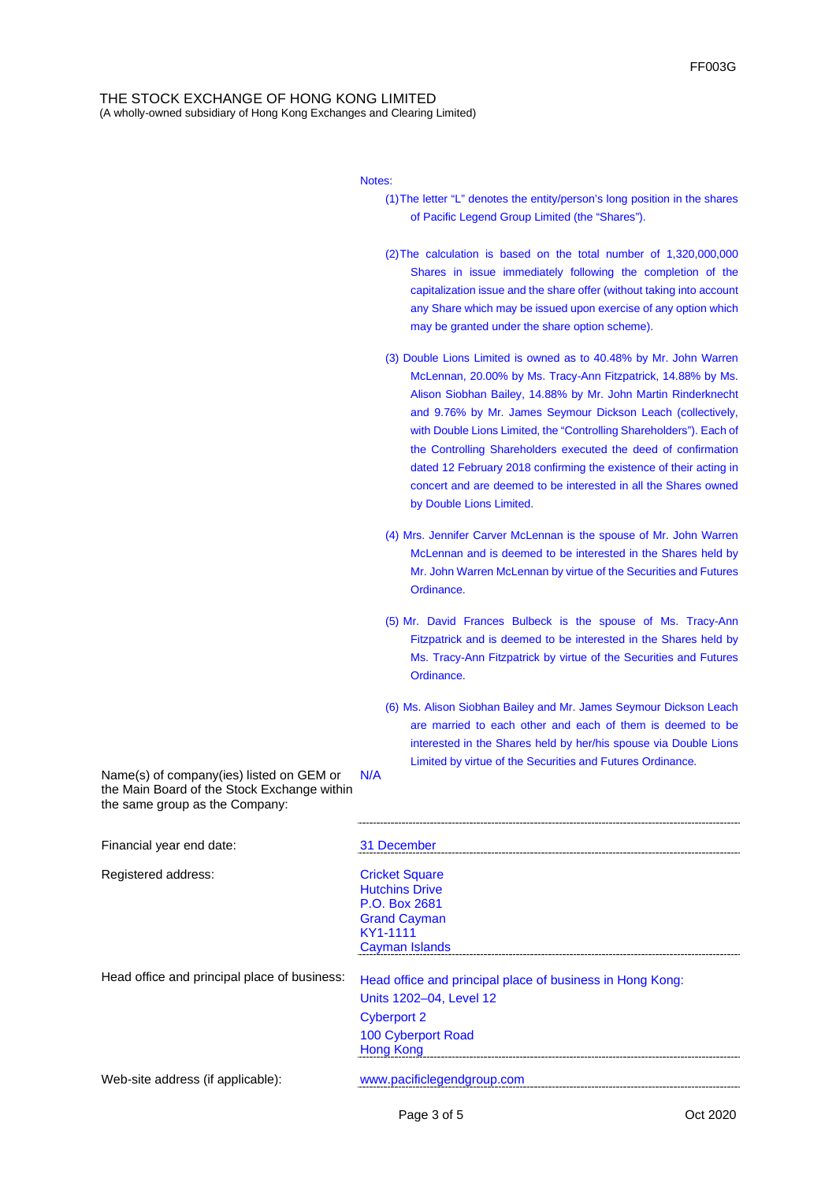THE STOCK EXCHANGE OF HONG KONG LIMITED
(A wholly-owned subsidiary of Hong Kong Exchanges and Clearing Limited)

Notes:

(1) The letter "L" denotes the entity/person's long position in the shares of Pacific Legend Group Limited (the "Shares").

(2) The calculation is based on the total number of 1,320,000,000 Shares in issue immediately following the completion of the capitalization issue and the share offer (without taking into account any Share which may be issued upon exercise of any option which may be granted under the share option scheme).

(3) Double Lions Limited is owned as to 40.48% by Mr. John Warren McLennan, 20.00% by Ms. Tracy-Ann Fitzpatrick, 14.88% by Ms. Alison Siobhan Bailey, 14.88% by Mr. John Martin Rinderknecht and 9.76% by Mr. James Seymour Dickson Leach (collectively, with Double Lions Limited, the "Controlling Shareholders"). Each of the Controlling Shareholders executed the deed of confirmation dated 12 February 2018 confirming the existence of their acting in concert and are deemed to be interested in all the Shares owned by Double Lions Limited.

(4) Mrs. Jennifer Carver McLennan is the spouse of Mr. John Warren McLennan and is deemed to be interested in the Shares held by Mr. John Warren McLennan by virtue of the Securities and Futures Ordinance.

(5) Mr. David Frances Bulbeck is the spouse of Ms. Tracy-Ann Fitzpatrick and is deemed to be interested in the Shares held by Ms. Tracy-Ann Fitzpatrick by virtue of the Securities and Futures Ordinance.

(6) Ms. Alison Siobhan Bailey and Mr. James Seymour Dickson Leach are married to each other and each of them is deemed to be interested in the Shares held by her/his spouse via Double Lions Limited by virtue of the Securities and Futures Ordinance.

| | |
|---|---|
| Name(s) of company(ies) listed on GEM or the Main Board of the Stock Exchange within the same group as the Company: | N/A |
| Financial year end date: | 31 December |
| Registered address: | Cricket Square<br>Hutchins Drive<br>P.O. Box 2681<br>Grand Cayman<br>KY1-1111<br>Cayman Islands |
| Head office and principal place of business: | Head office and principal place of business in Hong Kong:<br>Units 1202–04, Level 12<br>Cyberport 2<br>100 Cyberport Road<br>Hong Kong |
| Web-site address (if applicable): | www.pacificlegendgroup.com |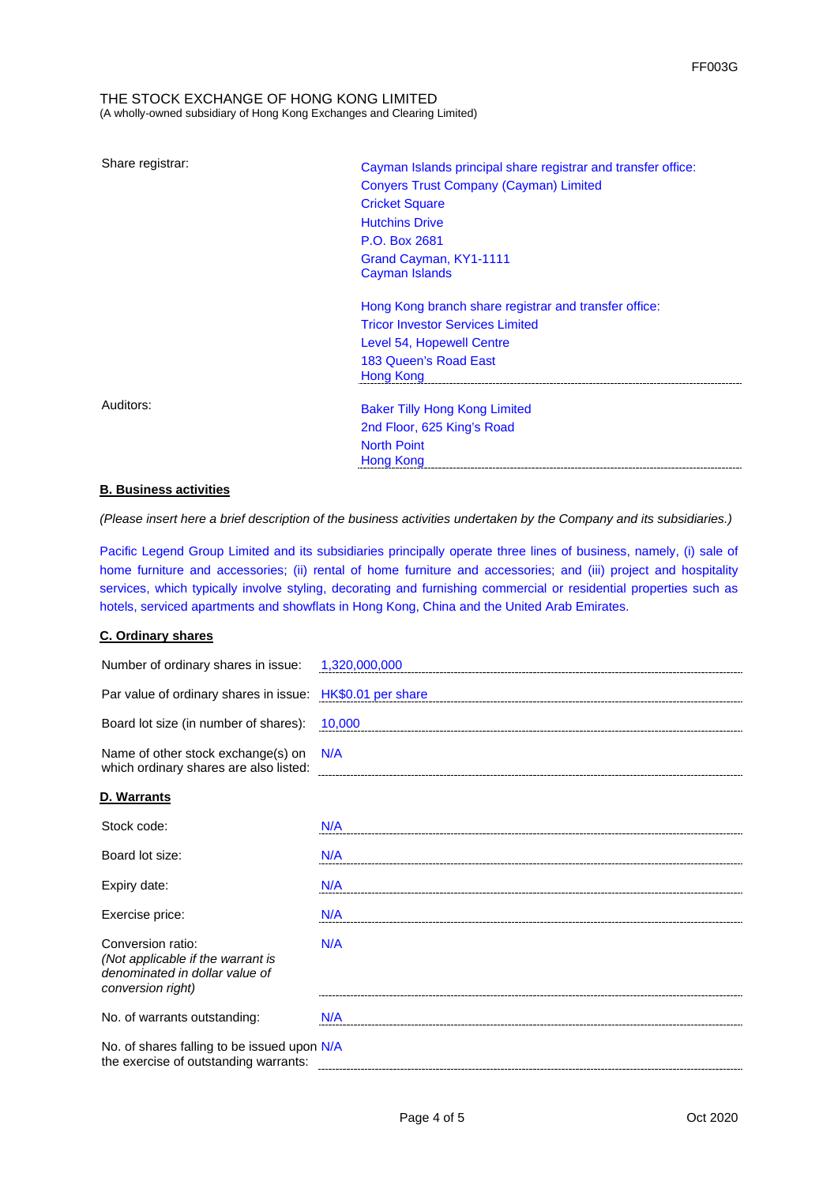THE STOCK EXCHANGE OF HONG KONG LIMITED
(A wholly-owned subsidiary of Hong Kong Exchanges and Clearing Limited)

| | |
|---|---|
| Share registrar: | Cayman Islands principal share registrar and transfer office:<br>Conyers Trust Company (Cayman) Limited<br>Cricket Square<br>Hutchins Drive<br>P.O. Box 2681<br>Grand Cayman, KY1-1111<br>Cayman Islands<br><br>Hong Kong branch share registrar and transfer office:<br>Tricor Investor Services Limited<br>Level 54, Hopewell Centre<br>183 Queen's Road East<br>Hong Kong |
| Auditors: | Baker Tilly Hong Kong Limited<br>2nd Floor, 625 King's Road<br>North Point<br>Hong Kong |

**B. Business activities**

*(Please insert here a brief description of the business activities undertaken by the Company and its subsidiaries.)*

Pacific Legend Group Limited and its subsidiaries principally operate three lines of business, namely, (i) sale of home furniture and accessories; (ii) rental of home furniture and accessories; and (iii) project and hospitality services, which typically involve styling, decorating and furnishing commercial or residential properties such as hotels, serviced apartments and showflats in Hong Kong, China and the United Arab Emirates.

**C. Ordinary shares**

| | |
|---|---|
| Number of ordinary shares in issue: | 1,320,000,000 |
| Par value of ordinary shares in issue: | HK$0.01 per share |
| Board lot size (in number of shares): | 10,000 |
| Name of other stock exchange(s) on which ordinary shares are also listed: | N/A |

**D. Warrants**

| | |
|---|---|
| Stock code: | N/A |
| Board lot size: | N/A |
| Expiry date: | N/A |
| Exercise price: | N/A |
| Conversion ratio:<br>*(Not applicable if the warrant is denominated in dollar value of conversion right)* | N/A |
| No. of warrants outstanding: | N/A |
| No. of shares falling to be issued upon the exercise of outstanding warrants: | N/A |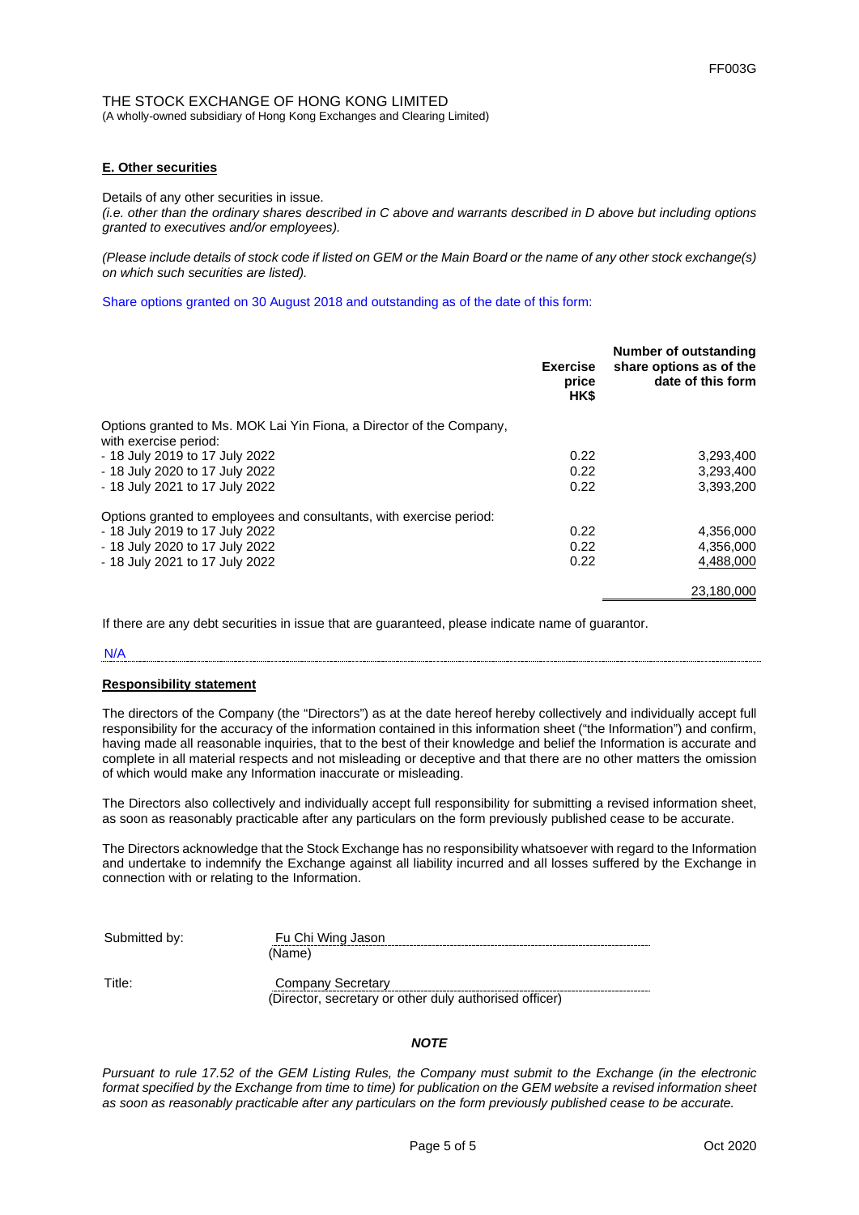FF003G

THE STOCK EXCHANGE OF HONG KONG LIMITED
(A wholly-owned subsidiary of Hong Kong Exchanges and Clearing Limited)

**E. Other securities**

Details of any other securities in issue.
*(i.e. other than the ordinary shares described in C above and warrants described in D above but including options granted to executives and/or employees).*

*(Please include details of stock code if listed on GEM or the Main Board or the name of any other stock exchange(s) on which such securities are listed).*

Share options granted on 30 August 2018 and outstanding as of the date of this form:

| | Exercise price HK$ | Number of outstanding share options as of the date of this form |
|---|---|---|
| Options granted to Ms. MOK Lai Yin Fiona, a Director of the Company, with exercise period: | | |
| - 18 July 2019 to 17 July 2022 | 0.22 | 3,293,400 |
| - 18 July 2020 to 17 July 2022 | 0.22 | 3,293,400 |
| - 18 July 2021 to 17 July 2022 | 0.22 | 3,393,200 |
| Options granted to employees and consultants, with exercise period: | | |
| - 18 July 2019 to 17 July 2022 | 0.22 | 4,356,000 |
| - 18 July 2020 to 17 July 2022 | 0.22 | 4,356,000 |
| - 18 July 2021 to 17 July 2022 | 0.22 | 4,488,000 |
| | | 23,180,000 |

If there are any debt securities in issue that are guaranteed, please indicate name of guarantor.

N/A

**Responsibility statement**

The directors of the Company (the "Directors") as at the date hereof hereby collectively and individually accept full responsibility for the accuracy of the information contained in this information sheet ("the Information") and confirm, having made all reasonable inquiries, that to the best of their knowledge and belief the Information is accurate and complete in all material respects and not misleading or deceptive and that there are no other matters the omission of which would make any Information inaccurate or misleading.

The Directors also collectively and individually accept full responsibility for submitting a revised information sheet, as soon as reasonably practicable after any particulars on the form previously published cease to be accurate.

The Directors acknowledge that the Stock Exchange has no responsibility whatsoever with regard to the Information and undertake to indemnify the Exchange against all liability incurred and all losses suffered by the Exchange in connection with or relating to the Information.

Submitted by: Fu Chi Wing Jason
(Name)

Title: Company Secretary
(Director, secretary or other duly authorised officer)

***NOTE***

*Pursuant to rule 17.52 of the GEM Listing Rules, the Company must submit to the Exchange (in the electronic format specified by the Exchange from time to time) for publication on the GEM website a revised information sheet as soon as reasonably practicable after any particulars on the form previously published cease to be accurate.*

Oct 2020